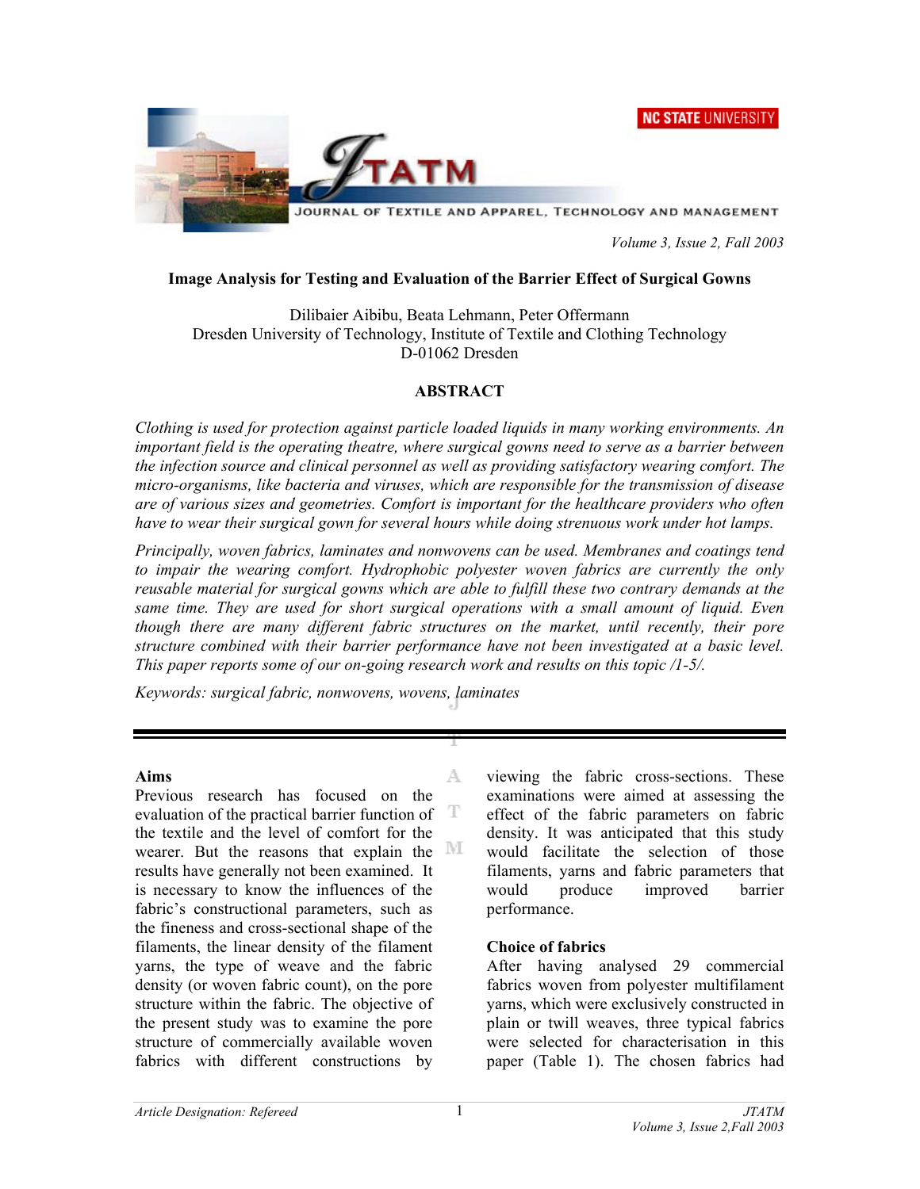# Image Analysis for Testing and Evaluation of the Barrier Effect of Surgical Gowns

Dilibaier Aibibu, Beata Lehmann, Peter Offermann
Dresden University of Technology, Institute of Textile and Clothing Technology
D-01062 Dresden

## ABSTRACT

*Clothing is used for protection against particle loaded liquids in many working environments. An important field is the operating theatre, where surgical gowns need to serve as a barrier between the infection source and clinical personnel as well as providing satisfactory wearing comfort. The micro-organisms, like bacteria and viruses, which are responsible for the transmission of disease are of various sizes and geometries. Comfort is important for the healthcare providers who often have to wear their surgical gown for several hours while doing strenuous work under hot lamps.*

*Principally, woven fabrics, laminates and nonwovens can be used. Membranes and coatings tend to impair the wearing comfort. Hydrophobic polyester woven fabrics are currently the only reusable material for surgical gowns which are able to fulfill these two contrary demands at the same time. They are used for short surgical operations with a small amount of liquid. Even though there are many different fabric structures on the market, until recently, their pore structure combined with their barrier performance have not been investigated at a basic level. This paper reports some of our on-going research work and results on this topic /1-5/.*

*Keywords: surgical fabric, nonwovens, wovens, laminates*

---

### Aims

Previous research has focused on the evaluation of the practical barrier function of the textile and the level of comfort for the wearer. But the reasons that explain the results have generally not been examined. It is necessary to know the influences of the fabric's constructional parameters, such as the fineness and cross-sectional shape of the filaments, the linear density of the filament yarns, the type of weave and the fabric density (or woven fabric count), on the pore structure within the fabric. The objective of the present study was to examine the pore structure of commercially available woven fabrics with different constructions by viewing the fabric cross-sections. These examinations were aimed at assessing the effect of the fabric parameters on fabric density. It was anticipated that this study would facilitate the selection of those filaments, yarns and fabric parameters that would produce improved barrier performance.

### Choice of fabrics

After having analysed 29 commercial fabrics woven from polyester multifilament yarns, which were exclusively constructed in plain or twill weaves, three typical fabrics were selected for characterisation in this paper (Table 1). The chosen fabrics had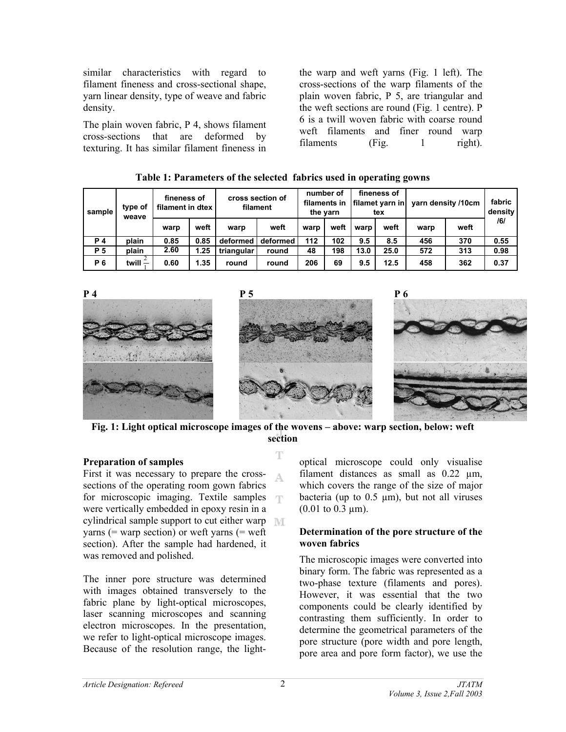similar characteristics with regard to filament fineness and cross-sectional shape, yarn linear density, type of weave and fabric density.

The plain woven fabric, P 4, shows filament cross-sections that are deformed by texturing. It has similar filament fineness in the warp and weft yarns (Fig. 1 left). The cross-sections of the warp filaments of the plain woven fabric, P 5, are triangular and the weft sections are round (Fig. 1 centre). P 6 is a twill woven fabric with coarse round weft filaments and finer round warp filaments (Fig. 1 right).

**Table 1: Parameters of the selected fabrics used in operating gowns**

| sample | type of weave | fineness of filament in dtex | | cross section of filament | | number of filaments in the yarn | | fineness of filamet yarn in tex | | yarn density /10cm | | fabric density /6/ |
|---|---|---|---|---|---|---|---|---|---|---|---|---|
| | | warp | weft | warp | weft | warp | weft | warp | weft | warp | weft | |
| P 4 | plain | 0.85 | 0.85 | deformed | deformed | 112 | 102 | 9.5 | 8.5 | 456 | 370 | 0.55 |
| P 5 | plain | 2.60 | 1.25 | triangular | round | 48 | 198 | 13.0 | 25.0 | 572 | 313 | 0.98 |
| P 6 | twill $\frac{2}{1}$ | 0.60 | 1.35 | round | round | 206 | 69 | 9.5 | 12.5 | 458 | 362 | 0.37 |

P 4 P 5 P 6

**Fig. 1: Light optical microscope images of the wovens – above: warp section, below: weft section**

**Preparation of samples**

First it was necessary to prepare the cross-sections of the operating room gown fabrics for microscopic imaging. Textile samples were vertically embedded in epoxy resin in a cylindrical sample support to cut either warp yarns (= warp section) or weft yarns (= weft section). After the sample had hardened, it was removed and polished.

The inner pore structure was determined with images obtained transversely to the fabric plane by light-optical microscopes, laser scanning microscopes and scanning electron microscopes. In the presentation, we refer to light-optical microscope images. Because of the resolution range, the light-optical microscope could only visualise filament distances as small as 0.22 µm, which covers the range of the size of major bacteria (up to 0.5 µm), but not all viruses (0.01 to 0.3 µm).

**Determination of the pore structure of the woven fabrics**

The microscopic images were converted into binary form. The fabric was represented as a two-phase texture (filaments and pores). However, it was essential that the two components could be clearly identified by contrasting them sufficiently. In order to determine the geometrical parameters of the pore structure (pore width and pore length, pore area and pore form factor), we use the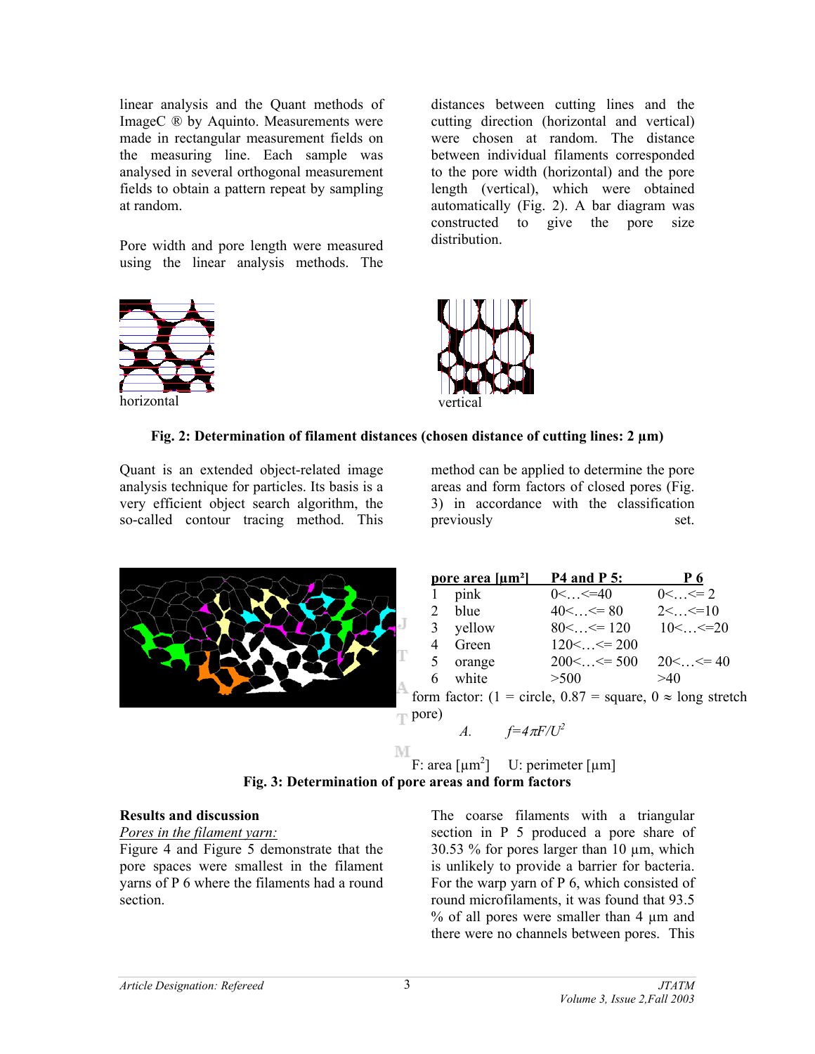linear analysis and the Quant methods of ImageC ® by Aquinto. Measurements were made in rectangular measurement fields on the measuring line. Each sample was analysed in several orthogonal measurement fields to obtain a pattern repeat by sampling at random.

Pore width and pore length were measured using the linear analysis methods. The distances between cutting lines and the cutting direction (horizontal and vertical) were chosen at random. The distance between individual filaments corresponded to the pore width (horizontal) and the pore length (vertical), which were obtained automatically (Fig. 2). A bar diagram was constructed to give the pore size distribution.

horizontal

vertical

**Fig. 2: Determination of filament distances (chosen distance of cutting lines: 2 µm)**

Quant is an extended object-related image analysis technique for particles. Its basis is a very efficient object search algorithm, the so-called contour tracing method. This method can be applied to determine the pore areas and form factors of closed pores (Fig. 3) in accordance with the classification previously set.

| | pore area [µm²] | P4 and P 5: | P 6 |
|---|---|---|---|
| 1 | pink | 0<…<=40 | 0<…<= 2 |
| 2 | blue | 40<…<= 80 | 2<…<=10 |
| 3 | yellow | 80<…<= 120 | 10<…<=20 |
| 4 | Green | 120<…<= 200 | |
| 5 | orange | 200<…<= 500 | 20<…<= 40 |
| 6 | white | >500 | >40 |

form factor: (1 = circle, 0.87 = square, 0 ≈ long stretch pore)

A. $f = 4\pi F/U^2$

F: area [µm²] U: perimeter [µm]

**Fig. 3: Determination of pore areas and form factors**

## Results and discussion

*Pores in the filament yarn:*

Figure 4 and Figure 5 demonstrate that the pore spaces were smallest in the filament yarns of P 6 where the filaments had a round section.

The coarse filaments with a triangular section in P 5 produced a pore share of 30.53 % for pores larger than 10 µm, which is unlikely to provide a barrier for bacteria. For the warp yarn of P 6, which consisted of round microfilaments, it was found that 93.5 % of all pores were smaller than 4 µm and there were no channels between pores. This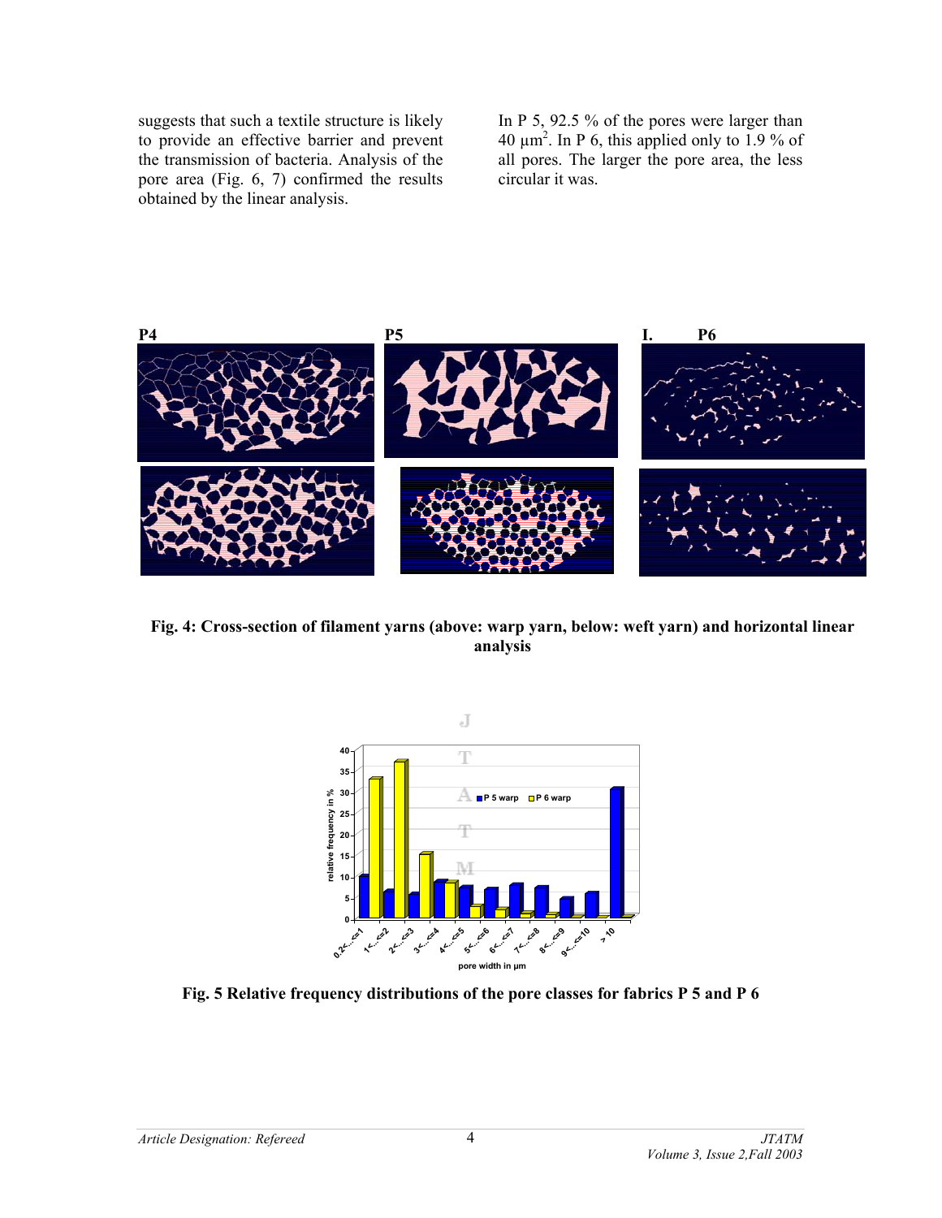suggests that such a textile structure is likely to provide an effective barrier and prevent the transmission of bacteria. Analysis of the pore area (Fig. 6, 7) confirmed the results obtained by the linear analysis.

In P 5, 92.5 % of the pores were larger than 40 $\mu m^2$. In P 6, this applied only to 1.9 % of all pores. The larger the pore area, the less circular it was.

**Fig. 4: Cross-section of filament yarns (above: warp yarn, below: weft yarn) and horizontal linear analysis**

**Fig. 5 Relative frequency distributions of the pore classes for fabrics P 5 and P 6**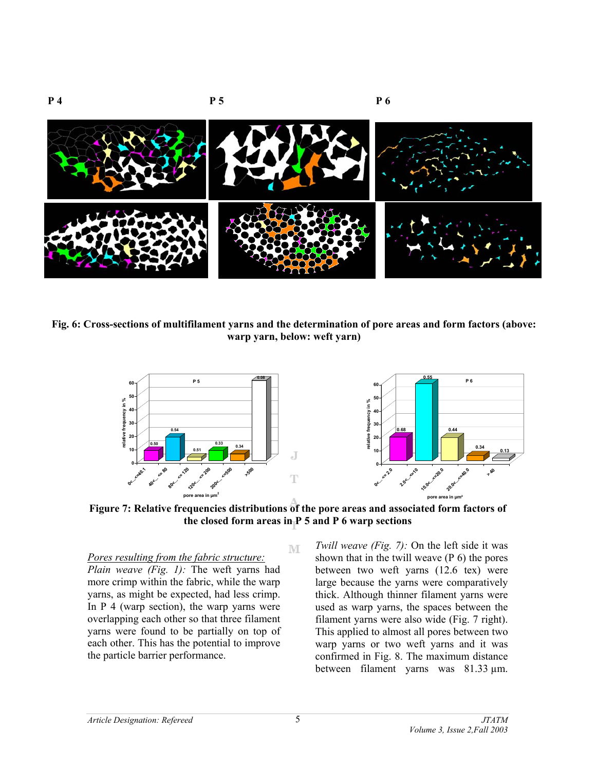Fig. 6: Cross-sections of multifilament yarns and the determination of pore areas and form factors (above: warp yarn, below: weft yarn)

**Figure 7: Relative frequencies distributions of the pore areas and associated form factors of the closed form areas in P 5 and P 6 warp sections**

*Pores resulting from the fabric structure:*

*Plain weave (Fig. 1):* The weft yarns had more crimp within the fabric, while the warp yarns, as might be expected, had less crimp. In P 4 (warp section), the warp yarns were overlapping each other so that three filament yarns were found to be partially on top of each other. This has the potential to improve the particle barrier performance.

*Twill weave (Fig. 7):* On the left side it was shown that in the twill weave (P 6) the pores between two weft yarns (12.6 tex) were large because the yarns were comparatively thick. Although thinner filament yarns were used as warp yarns, the spaces between the filament yarns were also wide (Fig. 7 right). This applied to almost all pores between two warp yarns or two weft yarns and it was confirmed in Fig. 8. The maximum distance between filament yarns was 81.33 µm.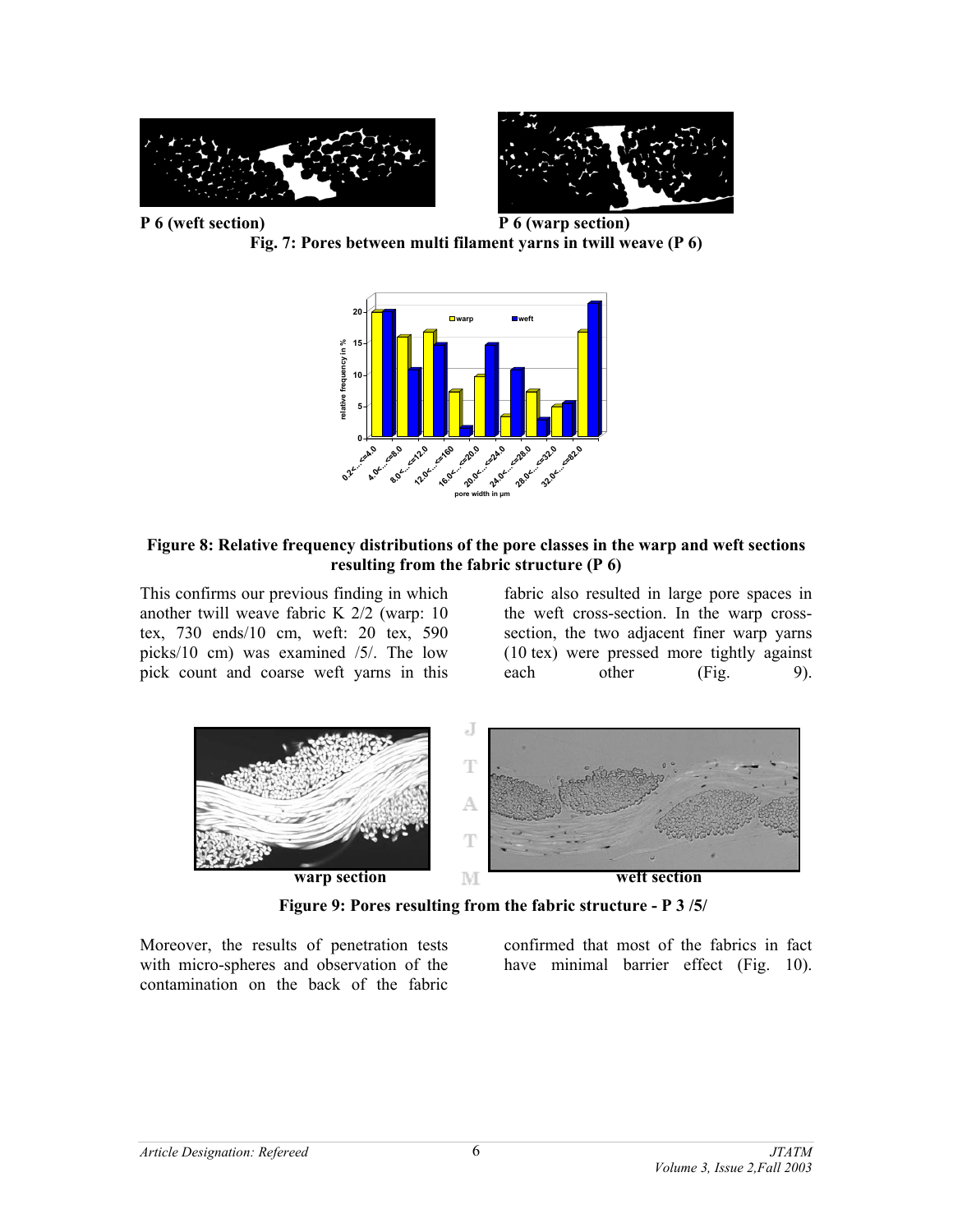P 6 (weft section)

P 6 (warp section)

**Fig. 7: Pores between multi filament yarns in twill weave (P 6)**

**Figure 8: Relative frequency distributions of the pore classes in the warp and weft sections resulting from the fabric structure (P 6)**

This confirms our previous finding in which another twill weave fabric K 2/2 (warp: 10 tex, 730 ends/10 cm, weft: 20 tex, 590 picks/10 cm) was examined /5/. The low pick count and coarse weft yarns in this fabric also resulted in large pore spaces in the weft cross-section. In the warp cross-section, the two adjacent finer warp yarns (10 tex) were pressed more tightly against each other (Fig. 9).

warp section

weft section

**Figure 9: Pores resulting from the fabric structure - P 3 /5/**

Moreover, the results of penetration tests with micro-spheres and observation of the contamination on the back of the fabric confirmed that most of the fabrics in fact have minimal barrier effect (Fig. 10).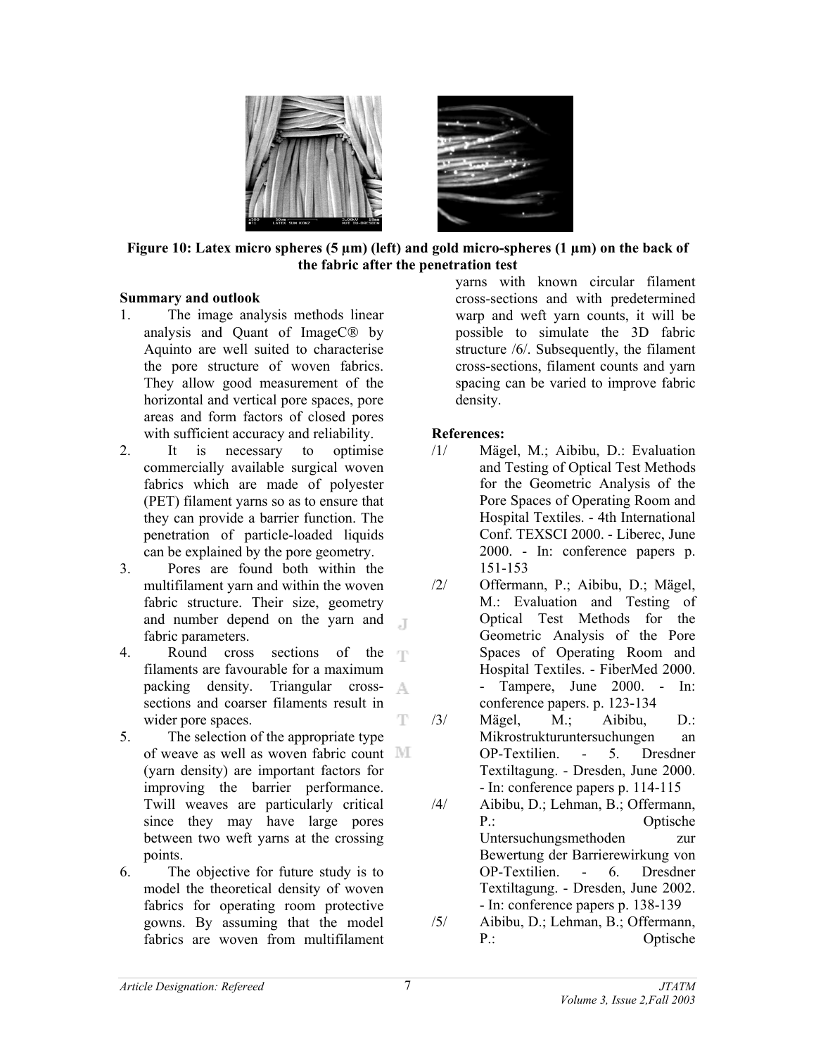**Figure 10: Latex micro spheres (5 µm) (left) and gold micro-spheres (1 µm) on the back of the fabric after the penetration test**

## Summary and outlook

1. The image analysis methods linear analysis and Quant of ImageC® by Aquinto are well suited to characterise the pore structure of woven fabrics. They allow good measurement of the horizontal and vertical pore spaces, pore areas and form factors of closed pores with sufficient accuracy and reliability.
2. It is necessary to optimise commercially available surgical woven fabrics which are made of polyester (PET) filament yarns so as to ensure that they can provide a barrier function. The penetration of particle-loaded liquids can be explained by the pore geometry.
3. Pores are found both within the multifilament yarn and within the woven fabric structure. Their size, geometry and number depend on the yarn and fabric parameters.
4. Round cross sections of the filaments are favourable for a maximum packing density. Triangular cross-sections and coarser filaments result in wider pore spaces.
5. The selection of the appropriate type of weave as well as woven fabric count (yarn density) are important factors for improving the barrier performance. Twill weaves are particularly critical since they may have large pores between two weft yarns at the crossing points.
6. The objective for future study is to model the theoretical density of woven fabrics for operating room protective gowns. By assuming that the model fabrics are woven from multifilament yarns with known circular filament cross-sections and with predetermined warp and weft yarn counts, it will be possible to simulate the 3D fabric structure /6/. Subsequently, the filament cross-sections, filament counts and yarn spacing can be varied to improve fabric density.

## References:

/1/ Mägel, M.; Aibibu, D.: Evaluation and Testing of Optical Test Methods for the Geometric Analysis of the Pore Spaces of Operating Room and Hospital Textiles. - 4th International Conf. TEXSCI 2000. - Liberec, June 2000. - In: conference papers p. 151-153

/2/ Offermann, P.; Aibibu, D.; Mägel, M.: Evaluation and Testing of Optical Test Methods for the Geometric Analysis of the Pore Spaces of Operating Room and Hospital Textiles. - FiberMed 2000. - Tampere, June 2000. - In: conference papers. p. 123-134

/3/ Mägel, M.; Aibibu, D.: Mikrostrukturuntersuchungen an OP-Textilien. - 5. Dresdner Textiltagung. - Dresden, June 2000. - In: conference papers p. 114-115

/4/ Aibibu, D.; Lehman, B.; Offermann, P.: Optische Untersuchungsmethoden zur Bewertung der Barrierewirkung von OP-Textilien. - 6. Dresdner Textiltagung. - Dresden, June 2002. - In: conference papers p. 138-139

/5/ Aibibu, D.; Lehman, B.; Offermann, P.: Optische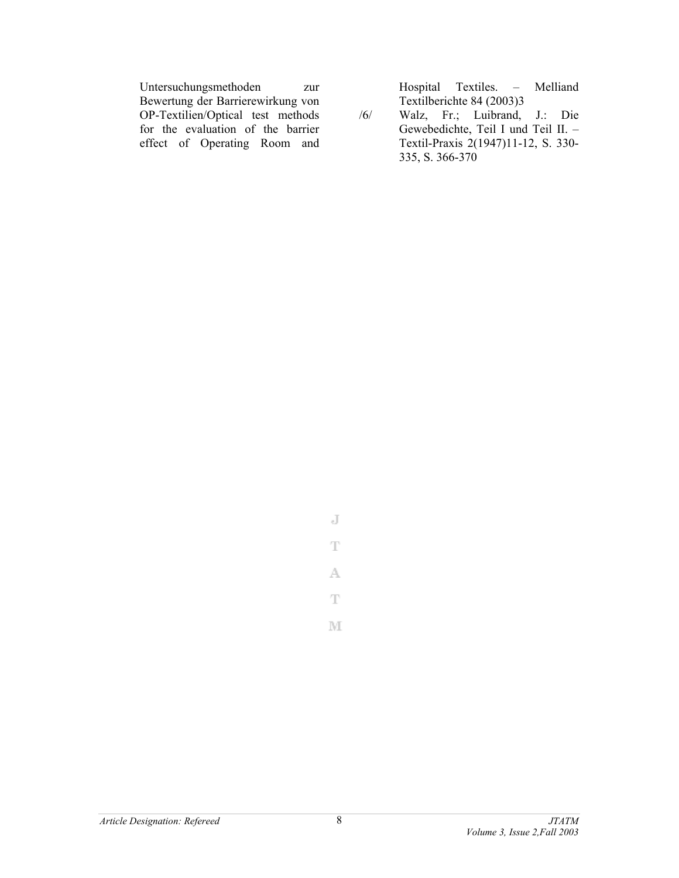Untersuchungsmethoden zur Bewertung der Barrierewirkung von OP-Textilien/Optical test methods for the evaluation of the barrier effect of Operating Room and Hospital Textiles. – Melliand Textilberichte 84 (2003)3

/6/ Walz, Fr.; Luibrand, J.: Die Gewebedichte, Teil I und Teil II. – Textil-Praxis 2(1947)11-12, S. 330-335, S. 366-370